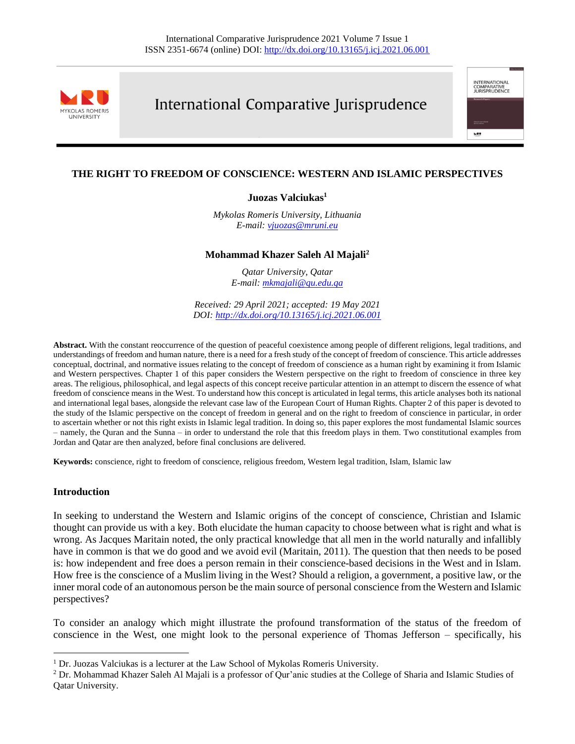# THE RIGHT TO FREEDOM OF CONSCIENCE: WESTERN AND ISLAMIC PERSPECTIVES

**Juozas Valciukas**[1]

*Mykolas Romeris University, Lithuania*
*E-mail: vjuozas@mruni.eu*

**Mohammad Khazer Saleh Al Majali**[2]

*Qatar University, Qatar*
*E-mail: mkmajali@qu.edu.qa*

*Received: 29 April 2021; accepted: 19 May 2021*
*DOI: http://dx.doi.org/10.13165/j.icj.2021.06.001*

**Abstract.** With the constant reoccurrence of the question of peaceful coexistence among people of different religions, legal traditions, and understandings of freedom and human nature, there is a need for a fresh study of the concept of freedom of conscience. This article addresses conceptual, doctrinal, and normative issues relating to the concept of freedom of conscience as a human right by examining it from Islamic and Western perspectives. Chapter 1 of this paper considers the Western perspective on the right to freedom of conscience in three key areas. The religious, philosophical, and legal aspects of this concept receive particular attention in an attempt to discern the essence of what freedom of conscience means in the West. To understand how this concept is articulated in legal terms, this article analyses both its national and international legal bases, alongside the relevant case law of the European Court of Human Rights. Chapter 2 of this paper is devoted to the study of the Islamic perspective on the concept of freedom in general and on the right to freedom of conscience in particular, in order to ascertain whether or not this right exists in Islamic legal tradition. In doing so, this paper explores the most fundamental Islamic sources – namely, the Quran and the Sunna – in order to understand the role that this freedom plays in them. Two constitutional examples from Jordan and Qatar are then analyzed, before final conclusions are delivered.

**Keywords:** conscience, right to freedom of conscience, religious freedom, Western legal tradition, Islam, Islamic law

## Introduction

In seeking to understand the Western and Islamic origins of the concept of conscience, Christian and Islamic thought can provide us with a key. Both elucidate the human capacity to choose between what is right and what is wrong. As Jacques Maritain noted, the only practical knowledge that all men in the world naturally and infallibly have in common is that we do good and we avoid evil (Maritain, 2011). The question that then needs to be posed is: how independent and free does a person remain in their conscience-based decisions in the West and in Islam. How free is the conscience of a Muslim living in the West? Should a religion, a government, a positive law, or the inner moral code of an autonomous person be the main source of personal conscience from the Western and Islamic perspectives?

To consider an analogy which might illustrate the profound transformation of the status of the freedom of conscience in the West, one might look to the personal experience of Thomas Jefferson – specifically, his

[1] Dr. Juozas Valciukas is a lecturer at the Law School of Mykolas Romeris University.
[2] Dr. Mohammad Khazer Saleh Al Majali is a professor of Qur'anic studies at the College of Sharia and Islamic Studies of Qatar University.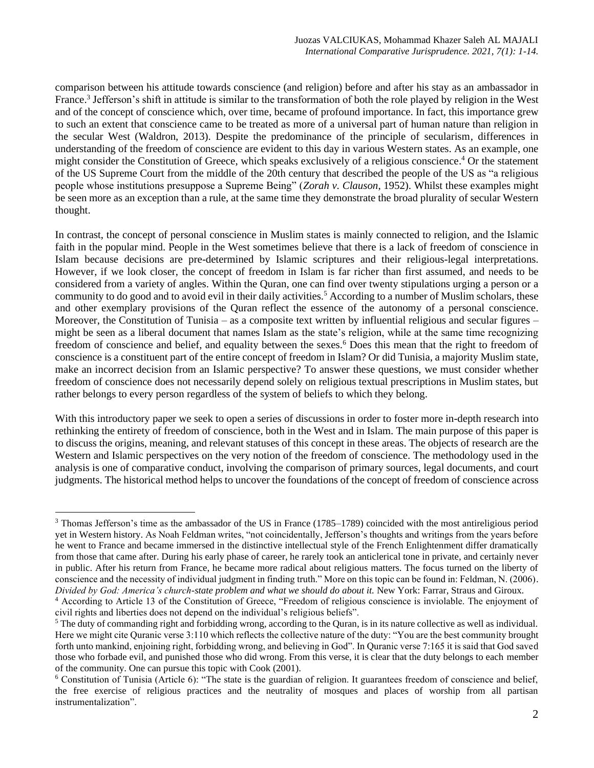comparison between his attitude towards conscience (and religion) before and after his stay as an ambassador in France.[3] Jefferson's shift in attitude is similar to the transformation of both the role played by religion in the West and of the concept of conscience which, over time, became of profound importance. In fact, this importance grew to such an extent that conscience came to be treated as more of a universal part of human nature than religion in the secular West (Waldron, 2013). Despite the predominance of the principle of secularism, differences in understanding of the freedom of conscience are evident to this day in various Western states. As an example, one might consider the Constitution of Greece, which speaks exclusively of a religious conscience.[4] Or the statement of the US Supreme Court from the middle of the 20th century that described the people of the US as "a religious people whose institutions presuppose a Supreme Being" (*Zorah v. Clauson*, 1952). Whilst these examples might be seen more as an exception than a rule, at the same time they demonstrate the broad plurality of secular Western thought.

In contrast, the concept of personal conscience in Muslim states is mainly connected to religion, and the Islamic faith in the popular mind. People in the West sometimes believe that there is a lack of freedom of conscience in Islam because decisions are pre-determined by Islamic scriptures and their religious-legal interpretations. However, if we look closer, the concept of freedom in Islam is far richer than first assumed, and needs to be considered from a variety of angles. Within the Quran, one can find over twenty stipulations urging a person or a community to do good and to avoid evil in their daily activities.[5] According to a number of Muslim scholars, these and other exemplary provisions of the Quran reflect the essence of the autonomy of a personal conscience. Moreover, the Constitution of Tunisia – as a composite text written by influential religious and secular figures – might be seen as a liberal document that names Islam as the state's religion, while at the same time recognizing freedom of conscience and belief, and equality between the sexes.[6] Does this mean that the right to freedom of conscience is a constituent part of the entire concept of freedom in Islam? Or did Tunisia, a majority Muslim state, make an incorrect decision from an Islamic perspective? To answer these questions, we must consider whether freedom of conscience does not necessarily depend solely on religious textual prescriptions in Muslim states, but rather belongs to every person regardless of the system of beliefs to which they belong.

With this introductory paper we seek to open a series of discussions in order to foster more in-depth research into rethinking the entirety of freedom of conscience, both in the West and in Islam. The main purpose of this paper is to discuss the origins, meaning, and relevant statuses of this concept in these areas. The objects of research are the Western and Islamic perspectives on the very notion of the freedom of conscience. The methodology used in the analysis is one of comparative conduct, involving the comparison of primary sources, legal documents, and court judgments. The historical method helps to uncover the foundations of the concept of freedom of conscience across

---

[3] Thomas Jefferson's time as the ambassador of the US in France (1785–1789) coincided with the most antireligious period yet in Western history. As Noah Feldman writes, "not coincidentally, Jefferson's thoughts and writings from the years before he went to France and became immersed in the distinctive intellectual style of the French Enlightenment differ dramatically from those that came after. During his early phase of career, he rarely took an anticlerical tone in private, and certainly never in public. After his return from France, he became more radical about religious matters. The focus turned on the liberty of conscience and the necessity of individual judgment in finding truth." More on this topic can be found in: Feldman, N. (2006). *Divided by God: America's church-state problem and what we should do about it.* New York: Farrar, Straus and Giroux.

[4] According to Article 13 of the Constitution of Greece, "Freedom of religious conscience is inviolable. The enjoyment of civil rights and liberties does not depend on the individual's religious beliefs".

[5] The duty of commanding right and forbidding wrong, according to the Quran, is in its nature collective as well as individual. Here we might cite Quranic verse 3:110 which reflects the collective nature of the duty: "You are the best community brought forth unto mankind, enjoining right, forbidding wrong, and believing in God". In Quranic verse 7:165 it is said that God saved those who forbade evil, and punished those who did wrong. From this verse, it is clear that the duty belongs to each member of the community. One can pursue this topic with Cook (2001).

[6] Constitution of Tunisia (Article 6): "The state is the guardian of religion. It guarantees freedom of conscience and belief, the free exercise of religious practices and the neutrality of mosques and places of worship from all partisan instrumentalization".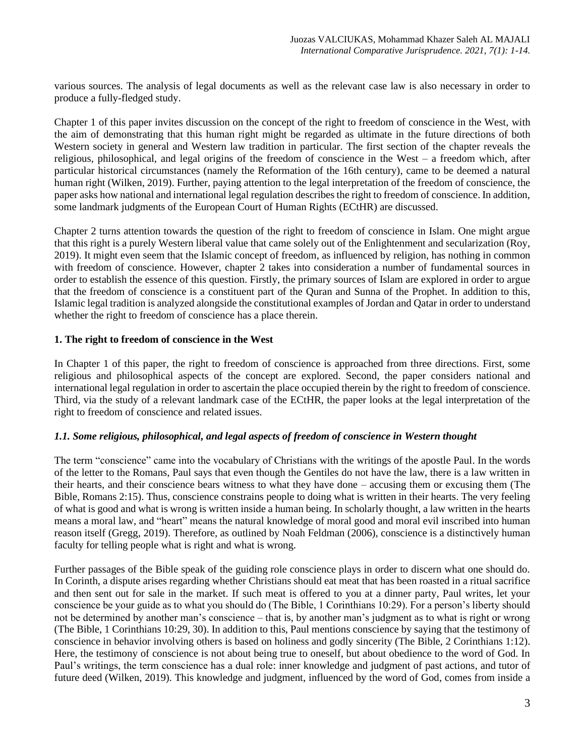various sources. The analysis of legal documents as well as the relevant case law is also necessary in order to produce a fully-fledged study.

Chapter 1 of this paper invites discussion on the concept of the right to freedom of conscience in the West, with the aim of demonstrating that this human right might be regarded as ultimate in the future directions of both Western society in general and Western law tradition in particular. The first section of the chapter reveals the religious, philosophical, and legal origins of the freedom of conscience in the West – a freedom which, after particular historical circumstances (namely the Reformation of the 16th century), came to be deemed a natural human right (Wilken, 2019). Further, paying attention to the legal interpretation of the freedom of conscience, the paper asks how national and international legal regulation describes the right to freedom of conscience. In addition, some landmark judgments of the European Court of Human Rights (ECtHR) are discussed.

Chapter 2 turns attention towards the question of the right to freedom of conscience in Islam. One might argue that this right is a purely Western liberal value that came solely out of the Enlightenment and secularization (Roy, 2019). It might even seem that the Islamic concept of freedom, as influenced by religion, has nothing in common with freedom of conscience. However, chapter 2 takes into consideration a number of fundamental sources in order to establish the essence of this question. Firstly, the primary sources of Islam are explored in order to argue that the freedom of conscience is a constituent part of the Quran and Sunna of the Prophet. In addition to this, Islamic legal tradition is analyzed alongside the constitutional examples of Jordan and Qatar in order to understand whether the right to freedom of conscience has a place therein.

## 1. The right to freedom of conscience in the West

In Chapter 1 of this paper, the right to freedom of conscience is approached from three directions. First, some religious and philosophical aspects of the concept are explored. Second, the paper considers national and international legal regulation in order to ascertain the place occupied therein by the right to freedom of conscience. Third, via the study of a relevant landmark case of the ECtHR, the paper looks at the legal interpretation of the right to freedom of conscience and related issues.

### *1.1. Some religious, philosophical, and legal aspects of freedom of conscience in Western thought*

The term "conscience" came into the vocabulary of Christians with the writings of the apostle Paul. In the words of the letter to the Romans, Paul says that even though the Gentiles do not have the law, there is a law written in their hearts, and their conscience bears witness to what they have done – accusing them or excusing them (The Bible, Romans 2:15). Thus, conscience constrains people to doing what is written in their hearts. The very feeling of what is good and what is wrong is written inside a human being. In scholarly thought, a law written in the hearts means a moral law, and "heart" means the natural knowledge of moral good and moral evil inscribed into human reason itself (Gregg, 2019). Therefore, as outlined by Noah Feldman (2006), conscience is a distinctively human faculty for telling people what is right and what is wrong.

Further passages of the Bible speak of the guiding role conscience plays in order to discern what one should do. In Corinth, a dispute arises regarding whether Christians should eat meat that has been roasted in a ritual sacrifice and then sent out for sale in the market. If such meat is offered to you at a dinner party, Paul writes, let your conscience be your guide as to what you should do (The Bible, 1 Corinthians 10:29). For a person's liberty should not be determined by another man's conscience – that is, by another man's judgment as to what is right or wrong (The Bible, 1 Corinthians 10:29, 30). In addition to this, Paul mentions conscience by saying that the testimony of conscience in behavior involving others is based on holiness and godly sincerity (The Bible, 2 Corinthians 1:12). Here, the testimony of conscience is not about being true to oneself, but about obedience to the word of God. In Paul's writings, the term conscience has a dual role: inner knowledge and judgment of past actions, and tutor of future deed (Wilken, 2019). This knowledge and judgment, influenced by the word of God, comes from inside a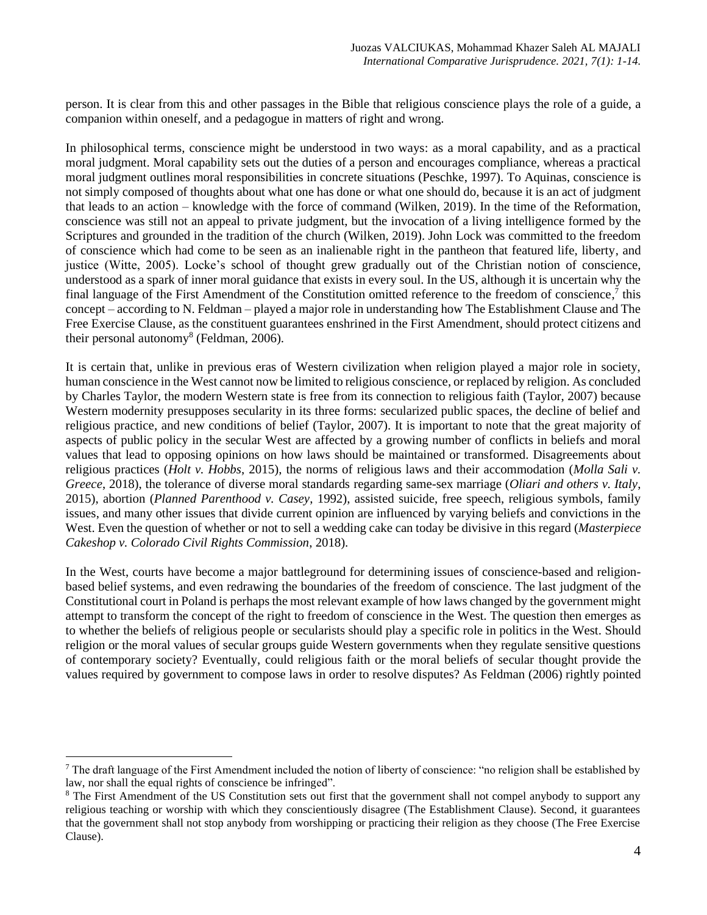person. It is clear from this and other passages in the Bible that religious conscience plays the role of a guide, a companion within oneself, and a pedagogue in matters of right and wrong.

In philosophical terms, conscience might be understood in two ways: as a moral capability, and as a practical moral judgment. Moral capability sets out the duties of a person and encourages compliance, whereas a practical moral judgment outlines moral responsibilities in concrete situations (Peschke, 1997). To Aquinas, conscience is not simply composed of thoughts about what one has done or what one should do, because it is an act of judgment that leads to an action – knowledge with the force of command (Wilken, 2019). In the time of the Reformation, conscience was still not an appeal to private judgment, but the invocation of a living intelligence formed by the Scriptures and grounded in the tradition of the church (Wilken, 2019). John Lock was committed to the freedom of conscience which had come to be seen as an inalienable right in the pantheon that featured life, liberty, and justice (Witte, 2005). Locke's school of thought grew gradually out of the Christian notion of conscience, understood as a spark of inner moral guidance that exists in every soul. In the US, although it is uncertain why the final language of the First Amendment of the Constitution omitted reference to the freedom of conscience,[7] this concept – according to N. Feldman – played a major role in understanding how The Establishment Clause and The Free Exercise Clause, as the constituent guarantees enshrined in the First Amendment, should protect citizens and their personal autonomy[8] (Feldman, 2006).

It is certain that, unlike in previous eras of Western civilization when religion played a major role in society, human conscience in the West cannot now be limited to religious conscience, or replaced by religion. As concluded by Charles Taylor, the modern Western state is free from its connection to religious faith (Taylor, 2007) because Western modernity presupposes secularity in its three forms: secularized public spaces, the decline of belief and religious practice, and new conditions of belief (Taylor, 2007). It is important to note that the great majority of aspects of public policy in the secular West are affected by a growing number of conflicts in beliefs and moral values that lead to opposing opinions on how laws should be maintained or transformed. Disagreements about religious practices (*Holt v. Hobbs*, 2015), the norms of religious laws and their accommodation (*Molla Sali v. Greece*, 2018), the tolerance of diverse moral standards regarding same-sex marriage (*Oliari and others v. Italy*, 2015), abortion (*Planned Parenthood v. Casey*, 1992), assisted suicide, free speech, religious symbols, family issues, and many other issues that divide current opinion are influenced by varying beliefs and convictions in the West. Even the question of whether or not to sell a wedding cake can today be divisive in this regard (*Masterpiece Cakeshop v. Colorado Civil Rights Commission*, 2018).

In the West, courts have become a major battleground for determining issues of conscience-based and religion-based belief systems, and even redrawing the boundaries of the freedom of conscience. The last judgment of the Constitutional court in Poland is perhaps the most relevant example of how laws changed by the government might attempt to transform the concept of the right to freedom of conscience in the West. The question then emerges as to whether the beliefs of religious people or secularists should play a specific role in politics in the West. Should religion or the moral values of secular groups guide Western governments when they regulate sensitive questions of contemporary society? Eventually, could religious faith or the moral beliefs of secular thought provide the values required by government to compose laws in order to resolve disputes? As Feldman (2006) rightly pointed

---

[7] The draft language of the First Amendment included the notion of liberty of conscience: "no religion shall be established by law, nor shall the equal rights of conscience be infringed".

[8] The First Amendment of the US Constitution sets out first that the government shall not compel anybody to support any religious teaching or worship with which they conscientiously disagree (The Establishment Clause). Second, it guarantees that the government shall not stop anybody from worshipping or practicing their religion as they choose (The Free Exercise Clause).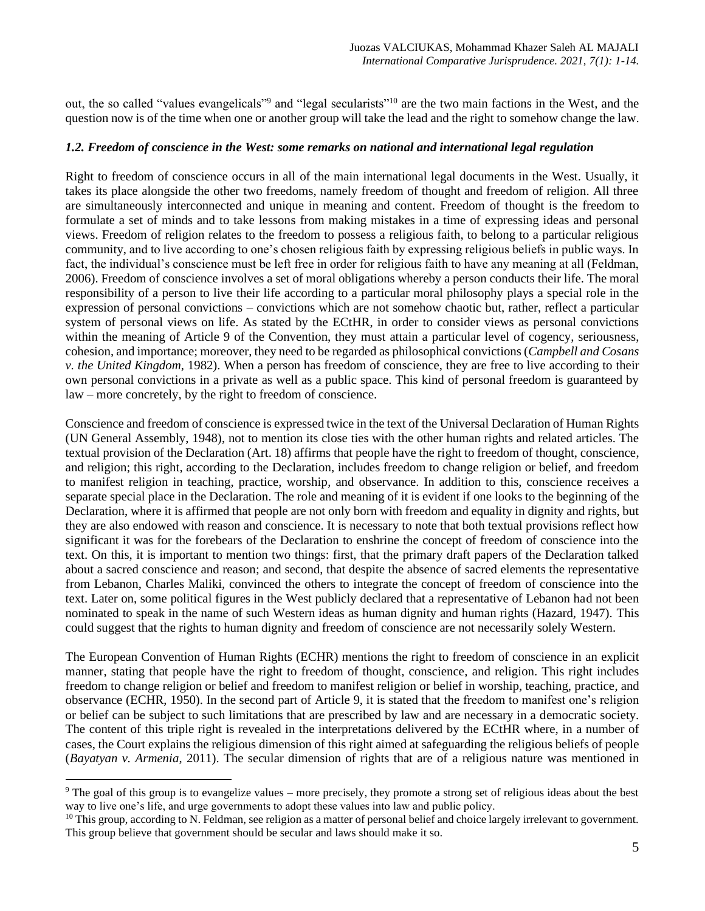out, the so called "values evangelicals"[9] and "legal secularists"[10] are the two main factions in the West, and the question now is of the time when one or another group will take the lead and the right to somehow change the law.

### *1.2. Freedom of conscience in the West: some remarks on national and international legal regulation*

Right to freedom of conscience occurs in all of the main international legal documents in the West. Usually, it takes its place alongside the other two freedoms, namely freedom of thought and freedom of religion. All three are simultaneously interconnected and unique in meaning and content. Freedom of thought is the freedom to formulate a set of minds and to take lessons from making mistakes in a time of expressing ideas and personal views. Freedom of religion relates to the freedom to possess a religious faith, to belong to a particular religious community, and to live according to one's chosen religious faith by expressing religious beliefs in public ways. In fact, the individual's conscience must be left free in order for religious faith to have any meaning at all (Feldman, 2006). Freedom of conscience involves a set of moral obligations whereby a person conducts their life. The moral responsibility of a person to live their life according to a particular moral philosophy plays a special role in the expression of personal convictions – convictions which are not somehow chaotic but, rather, reflect a particular system of personal views on life. As stated by the ECtHR, in order to consider views as personal convictions within the meaning of Article 9 of the Convention, they must attain a particular level of cogency, seriousness, cohesion, and importance; moreover, they need to be regarded as philosophical convictions (*Campbell and Cosans v. the United Kingdom*, 1982). When a person has freedom of conscience, they are free to live according to their own personal convictions in a private as well as a public space. This kind of personal freedom is guaranteed by law – more concretely, by the right to freedom of conscience.

Conscience and freedom of conscience is expressed twice in the text of the Universal Declaration of Human Rights (UN General Assembly, 1948), not to mention its close ties with the other human rights and related articles. The textual provision of the Declaration (Art. 18) affirms that people have the right to freedom of thought, conscience, and religion; this right, according to the Declaration, includes freedom to change religion or belief, and freedom to manifest religion in teaching, practice, worship, and observance. In addition to this, conscience receives a separate special place in the Declaration. The role and meaning of it is evident if one looks to the beginning of the Declaration, where it is affirmed that people are not only born with freedom and equality in dignity and rights, but they are also endowed with reason and conscience. It is necessary to note that both textual provisions reflect how significant it was for the forebears of the Declaration to enshrine the concept of freedom of conscience into the text. On this, it is important to mention two things: first, that the primary draft papers of the Declaration talked about a sacred conscience and reason; and second, that despite the absence of sacred elements the representative from Lebanon, Charles Maliki, convinced the others to integrate the concept of freedom of conscience into the text. Later on, some political figures in the West publicly declared that a representative of Lebanon had not been nominated to speak in the name of such Western ideas as human dignity and human rights (Hazard, 1947). This could suggest that the rights to human dignity and freedom of conscience are not necessarily solely Western.

The European Convention of Human Rights (ECHR) mentions the right to freedom of conscience in an explicit manner, stating that people have the right to freedom of thought, conscience, and religion. This right includes freedom to change religion or belief and freedom to manifest religion or belief in worship, teaching, practice, and observance (ECHR, 1950). In the second part of Article 9, it is stated that the freedom to manifest one's religion or belief can be subject to such limitations that are prescribed by law and are necessary in a democratic society. The content of this triple right is revealed in the interpretations delivered by the ECtHR where, in a number of cases, the Court explains the religious dimension of this right aimed at safeguarding the religious beliefs of people (*Bayatyan v. Armenia*, 2011). The secular dimension of rights that are of a religious nature was mentioned in

---

[9] The goal of this group is to evangelize values – more precisely, they promote a strong set of religious ideas about the best way to live one's life, and urge governments to adopt these values into law and public policy.

[10] This group, according to N. Feldman, see religion as a matter of personal belief and choice largely irrelevant to government. This group believe that government should be secular and laws should make it so.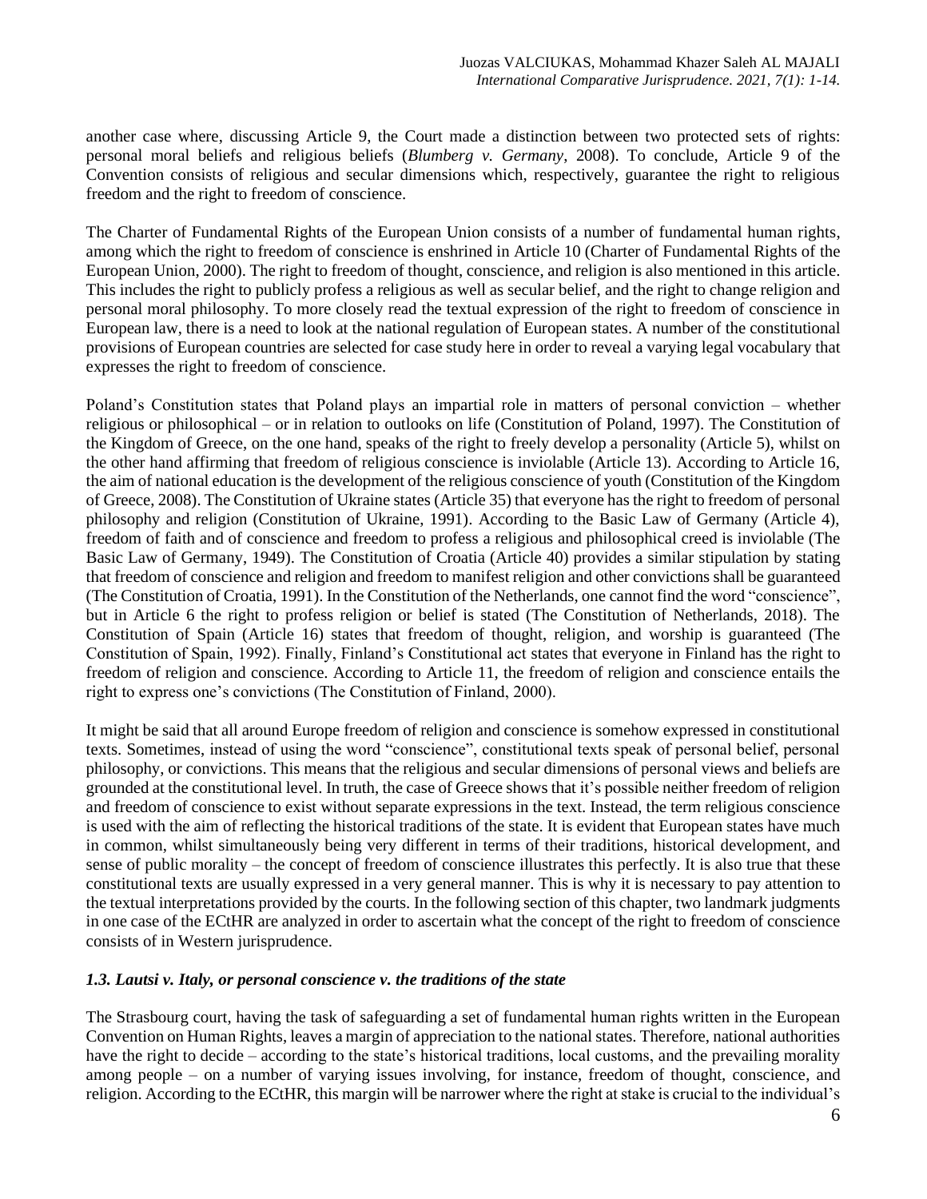another case where, discussing Article 9, the Court made a distinction between two protected sets of rights: personal moral beliefs and religious beliefs (*Blumberg v. Germany*, 2008). To conclude, Article 9 of the Convention consists of religious and secular dimensions which, respectively, guarantee the right to religious freedom and the right to freedom of conscience.

The Charter of Fundamental Rights of the European Union consists of a number of fundamental human rights, among which the right to freedom of conscience is enshrined in Article 10 (Charter of Fundamental Rights of the European Union, 2000). The right to freedom of thought, conscience, and religion is also mentioned in this article. This includes the right to publicly profess a religious as well as secular belief, and the right to change religion and personal moral philosophy. To more closely read the textual expression of the right to freedom of conscience in European law, there is a need to look at the national regulation of European states. A number of the constitutional provisions of European countries are selected for case study here in order to reveal a varying legal vocabulary that expresses the right to freedom of conscience.

Poland's Constitution states that Poland plays an impartial role in matters of personal conviction – whether religious or philosophical – or in relation to outlooks on life (Constitution of Poland, 1997). The Constitution of the Kingdom of Greece, on the one hand, speaks of the right to freely develop a personality (Article 5), whilst on the other hand affirming that freedom of religious conscience is inviolable (Article 13). According to Article 16, the aim of national education is the development of the religious conscience of youth (Constitution of the Kingdom of Greece, 2008). The Constitution of Ukraine states (Article 35) that everyone has the right to freedom of personal philosophy and religion (Constitution of Ukraine, 1991). According to the Basic Law of Germany (Article 4), freedom of faith and of conscience and freedom to profess a religious and philosophical creed is inviolable (The Basic Law of Germany, 1949). The Constitution of Croatia (Article 40) provides a similar stipulation by stating that freedom of conscience and religion and freedom to manifest religion and other convictions shall be guaranteed (The Constitution of Croatia, 1991). In the Constitution of the Netherlands, one cannot find the word "conscience", but in Article 6 the right to profess religion or belief is stated (The Constitution of Netherlands, 2018). The Constitution of Spain (Article 16) states that freedom of thought, religion, and worship is guaranteed (The Constitution of Spain, 1992). Finally, Finland's Constitutional act states that everyone in Finland has the right to freedom of religion and conscience. According to Article 11, the freedom of religion and conscience entails the right to express one's convictions (The Constitution of Finland, 2000).

It might be said that all around Europe freedom of religion and conscience is somehow expressed in constitutional texts. Sometimes, instead of using the word "conscience", constitutional texts speak of personal belief, personal philosophy, or convictions. This means that the religious and secular dimensions of personal views and beliefs are grounded at the constitutional level. In truth, the case of Greece shows that it's possible neither freedom of religion and freedom of conscience to exist without separate expressions in the text. Instead, the term religious conscience is used with the aim of reflecting the historical traditions of the state. It is evident that European states have much in common, whilst simultaneously being very different in terms of their traditions, historical development, and sense of public morality – the concept of freedom of conscience illustrates this perfectly. It is also true that these constitutional texts are usually expressed in a very general manner. This is why it is necessary to pay attention to the textual interpretations provided by the courts. In the following section of this chapter, two landmark judgments in one case of the ECtHR are analyzed in order to ascertain what the concept of the right to freedom of conscience consists of in Western jurisprudence.

### *1.3. Lautsi v. Italy, or personal conscience v. the traditions of the state*

The Strasbourg court, having the task of safeguarding a set of fundamental human rights written in the European Convention on Human Rights, leaves a margin of appreciation to the national states. Therefore, national authorities have the right to decide – according to the state's historical traditions, local customs, and the prevailing morality among people – on a number of varying issues involving, for instance, freedom of thought, conscience, and religion. According to the ECtHR, this margin will be narrower where the right at stake is crucial to the individual's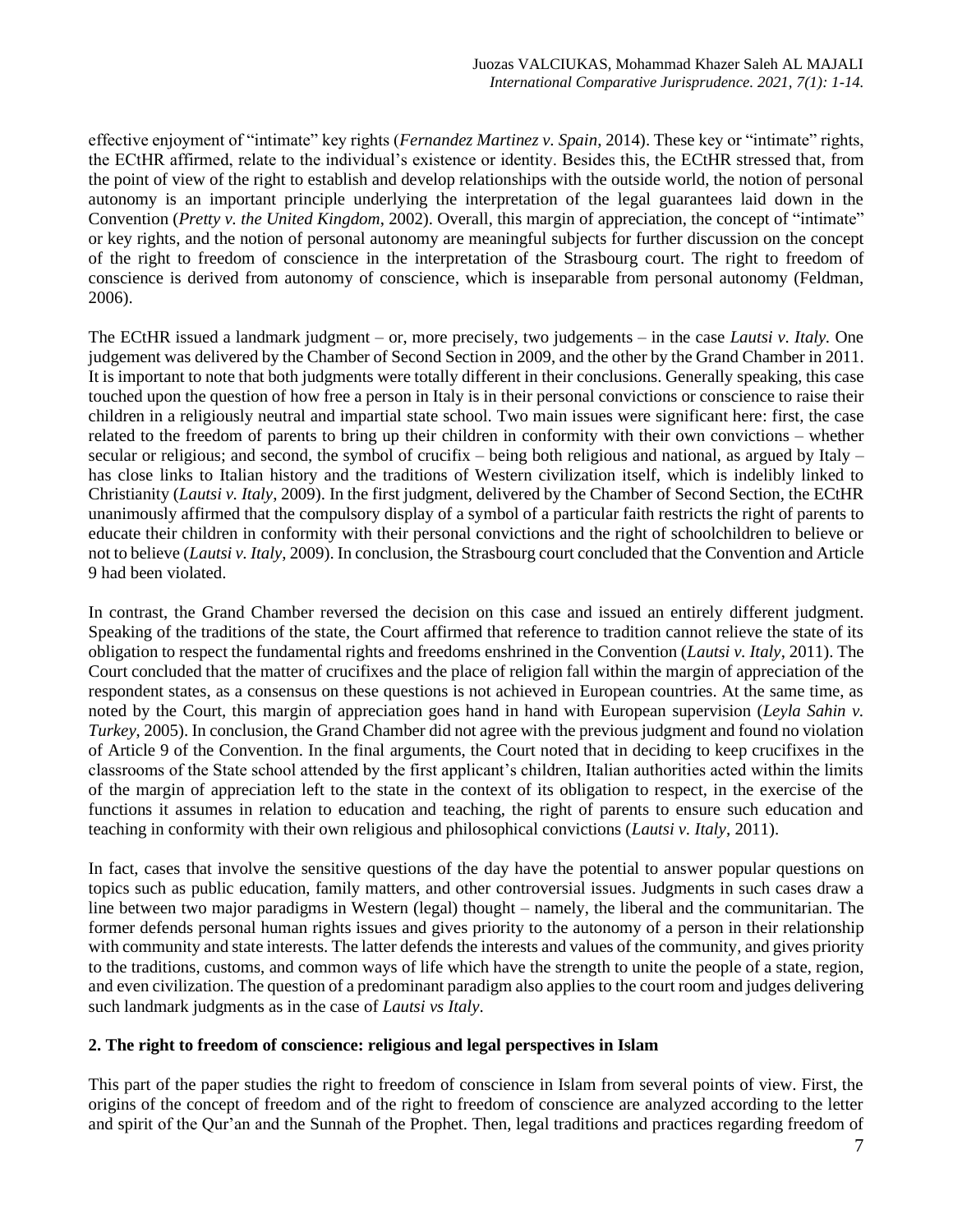effective enjoyment of "intimate" key rights (*Fernandez Martinez v. Spain*, 2014). These key or "intimate" rights, the ECtHR affirmed, relate to the individual's existence or identity. Besides this, the ECtHR stressed that, from the point of view of the right to establish and develop relationships with the outside world, the notion of personal autonomy is an important principle underlying the interpretation of the legal guarantees laid down in the Convention (*Pretty v. the United Kingdom*, 2002). Overall, this margin of appreciation, the concept of "intimate" or key rights, and the notion of personal autonomy are meaningful subjects for further discussion on the concept of the right to freedom of conscience in the interpretation of the Strasbourg court. The right to freedom of conscience is derived from autonomy of conscience, which is inseparable from personal autonomy (Feldman, 2006).

The ECtHR issued a landmark judgment – or, more precisely, two judgements – in the case *Lautsi v. Italy.* One judgement was delivered by the Chamber of Second Section in 2009, and the other by the Grand Chamber in 2011. It is important to note that both judgments were totally different in their conclusions. Generally speaking, this case touched upon the question of how free a person in Italy is in their personal convictions or conscience to raise their children in a religiously neutral and impartial state school. Two main issues were significant here: first, the case related to the freedom of parents to bring up their children in conformity with their own convictions – whether secular or religious; and second, the symbol of crucifix – being both religious and national, as argued by Italy – has close links to Italian history and the traditions of Western civilization itself, which is indelibly linked to Christianity (*Lautsi v. Italy*, 2009). In the first judgment, delivered by the Chamber of Second Section, the ECtHR unanimously affirmed that the compulsory display of a symbol of a particular faith restricts the right of parents to educate their children in conformity with their personal convictions and the right of schoolchildren to believe or not to believe (*Lautsi v. Italy*, 2009). In conclusion, the Strasbourg court concluded that the Convention and Article 9 had been violated.

In contrast, the Grand Chamber reversed the decision on this case and issued an entirely different judgment. Speaking of the traditions of the state, the Court affirmed that reference to tradition cannot relieve the state of its obligation to respect the fundamental rights and freedoms enshrined in the Convention (*Lautsi v. Italy*, 2011). The Court concluded that the matter of crucifixes and the place of religion fall within the margin of appreciation of the respondent states, as a consensus on these questions is not achieved in European countries. At the same time, as noted by the Court, this margin of appreciation goes hand in hand with European supervision (*Leyla Sahin v. Turkey*, 2005). In conclusion, the Grand Chamber did not agree with the previous judgment and found no violation of Article 9 of the Convention. In the final arguments, the Court noted that in deciding to keep crucifixes in the classrooms of the State school attended by the first applicant's children, Italian authorities acted within the limits of the margin of appreciation left to the state in the context of its obligation to respect, in the exercise of the functions it assumes in relation to education and teaching, the right of parents to ensure such education and teaching in conformity with their own religious and philosophical convictions (*Lautsi v. Italy*, 2011).

In fact, cases that involve the sensitive questions of the day have the potential to answer popular questions on topics such as public education, family matters, and other controversial issues. Judgments in such cases draw a line between two major paradigms in Western (legal) thought – namely, the liberal and the communitarian. The former defends personal human rights issues and gives priority to the autonomy of a person in their relationship with community and state interests. The latter defends the interests and values of the community, and gives priority to the traditions, customs, and common ways of life which have the strength to unite the people of a state, region, and even civilization. The question of a predominant paradigm also applies to the court room and judges delivering such landmark judgments as in the case of *Lautsi vs Italy*.

## 2. The right to freedom of conscience: religious and legal perspectives in Islam

This part of the paper studies the right to freedom of conscience in Islam from several points of view. First, the origins of the concept of freedom and of the right to freedom of conscience are analyzed according to the letter and spirit of the Qur'an and the Sunnah of the Prophet. Then, legal traditions and practices regarding freedom of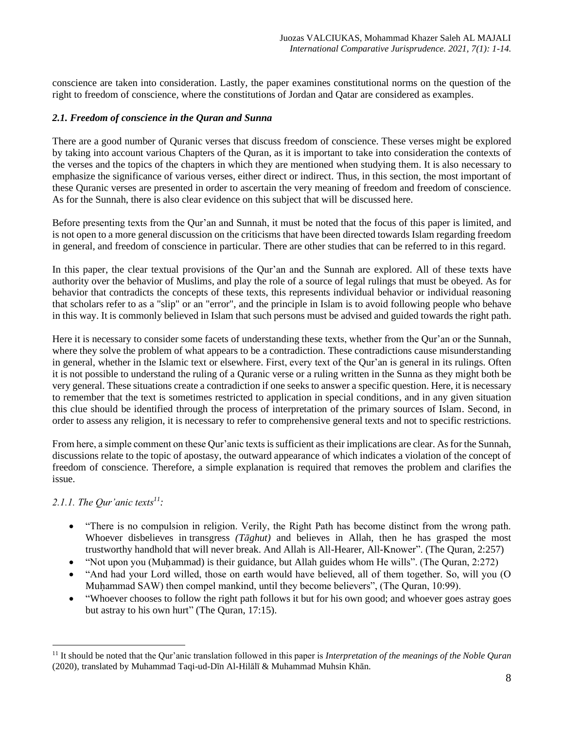conscience are taken into consideration. Lastly, the paper examines constitutional norms on the question of the right to freedom of conscience, where the constitutions of Jordan and Qatar are considered as examples.

### *2.1. Freedom of conscience in the Quran and Sunna*

There are a good number of Quranic verses that discuss freedom of conscience. These verses might be explored by taking into account various Chapters of the Quran, as it is important to take into consideration the contexts of the verses and the topics of the chapters in which they are mentioned when studying them. It is also necessary to emphasize the significance of various verses, either direct or indirect. Thus, in this section, the most important of these Quranic verses are presented in order to ascertain the very meaning of freedom and freedom of conscience. As for the Sunnah, there is also clear evidence on this subject that will be discussed here.

Before presenting texts from the Qur'an and Sunnah, it must be noted that the focus of this paper is limited, and is not open to a more general discussion on the criticisms that have been directed towards Islam regarding freedom in general, and freedom of conscience in particular. There are other studies that can be referred to in this regard.

In this paper, the clear textual provisions of the Qur'an and the Sunnah are explored. All of these texts have authority over the behavior of Muslims, and play the role of a source of legal rulings that must be obeyed. As for behavior that contradicts the concepts of these texts, this represents individual behavior or individual reasoning that scholars refer to as a "slip" or an "error", and the principle in Islam is to avoid following people who behave in this way. It is commonly believed in Islam that such persons must be advised and guided towards the right path.

Here it is necessary to consider some facets of understanding these texts, whether from the Qur'an or the Sunnah, where they solve the problem of what appears to be a contradiction. These contradictions cause misunderstanding in general, whether in the Islamic text or elsewhere. First, every text of the Qur'an is general in its rulings. Often it is not possible to understand the ruling of a Quranic verse or a ruling written in the Sunna as they might both be very general. These situations create a contradiction if one seeks to answer a specific question. Here, it is necessary to remember that the text is sometimes restricted to application in special conditions, and in any given situation this clue should be identified through the process of interpretation of the primary sources of Islam. Second, in order to assess any religion, it is necessary to refer to comprehensive general texts and not to specific restrictions.

From here, a simple comment on these Qur'anic texts is sufficient as their implications are clear. As for the Sunnah, discussions relate to the topic of apostasy, the outward appearance of which indicates a violation of the concept of freedom of conscience. Therefore, a simple explanation is required that removes the problem and clarifies the issue.

#### *2.1.1. The Qur'anic texts*[11]*:*

- "There is no compulsion in religion. Verily, the Right Path has become distinct from the wrong path. Whoever disbelieves in transgress *(Tāghut)* and believes in Allah, then he has grasped the most trustworthy handhold that will never break. And Allah is All-Hearer, All-Knower". (The Quran, 2:257)
- "Not upon you (Muḥammad) is their guidance, but Allah guides whom He wills". (The Quran, 2:272)
- "And had your Lord willed, those on earth would have believed, all of them together. So, will you (O Muḥammad SAW) then compel mankind, until they become believers", (The Quran, 10:99).
- "Whoever chooses to follow the right path follows it but for his own good; and whoever goes astray goes but astray to his own hurt" (The Quran, 17:15).

---

[11] It should be noted that the Qur'anic translation followed in this paper is *Interpretation of the meanings of the Noble Quran* (2020), translated by Muhammad Taqi-ud-Dīn Al-Hilālī & Muhammad Muhsin Khān.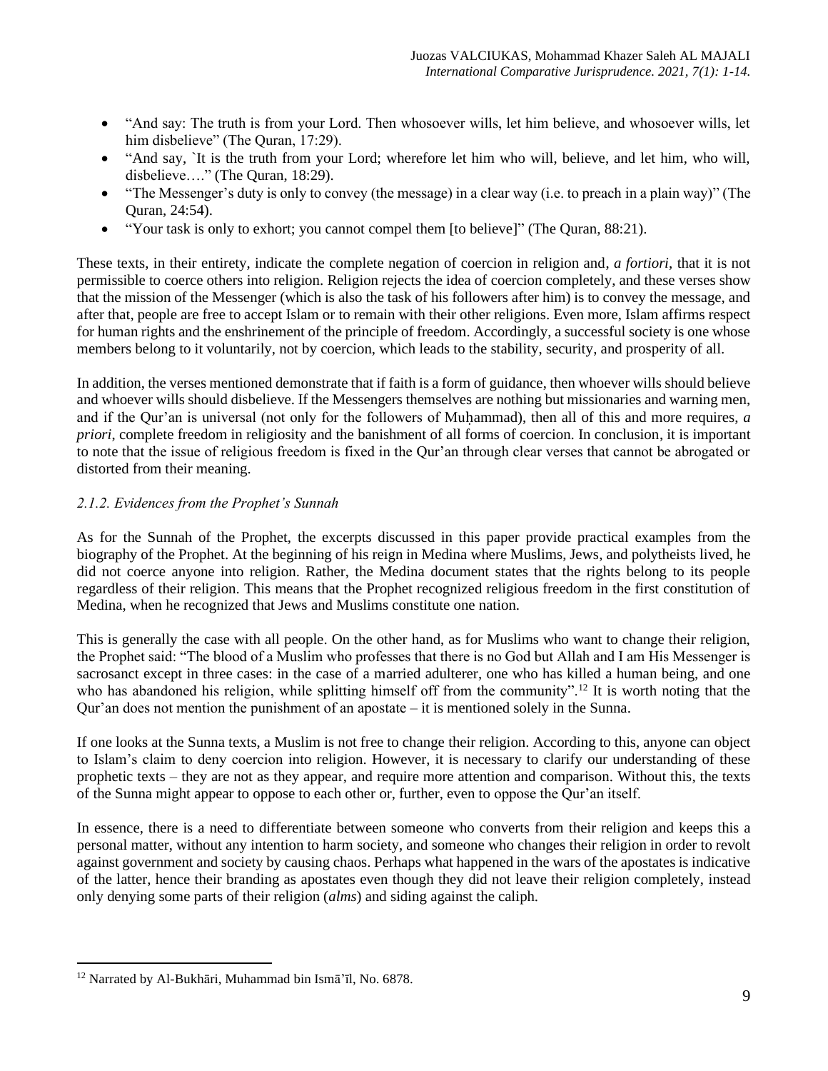- “And say: The truth is from your Lord. Then whosoever wills, let him believe, and whosoever wills, let him disbelieve” (The Quran, 17:29).
- “And say, `It is the truth from your Lord; wherefore let him who will, believe, and let him, who will, disbelieve….” (The Quran, 18:29).
- “The Messenger’s duty is only to convey (the message) in a clear way (i.e. to preach in a plain way)” (The Quran, 24:54).
- “Your task is only to exhort; you cannot compel them [to believe]” (The Quran, 88:21).

These texts, in their entirety, indicate the complete negation of coercion in religion and, *a fortiori*, that it is not permissible to coerce others into religion. Religion rejects the idea of coercion completely, and these verses show that the mission of the Messenger (which is also the task of his followers after him) is to convey the message, and after that, people are free to accept Islam or to remain with their other religions. Even more, Islam affirms respect for human rights and the enshrinement of the principle of freedom. Accordingly, a successful society is one whose members belong to it voluntarily, not by coercion, which leads to the stability, security, and prosperity of all.

In addition, the verses mentioned demonstrate that if faith is a form of guidance, then whoever wills should believe and whoever wills should disbelieve. If the Messengers themselves are nothing but missionaries and warning men, and if the Qur’an is universal (not only for the followers of Muḥammad), then all of this and more requires, *a priori*, complete freedom in religiosity and the banishment of all forms of coercion. In conclusion, it is important to note that the issue of religious freedom is fixed in the Qur’an through clear verses that cannot be abrogated or distorted from their meaning.

#### *2.1.2. Evidences from the Prophet’s Sunnah*

As for the Sunnah of the Prophet, the excerpts discussed in this paper provide practical examples from the biography of the Prophet. At the beginning of his reign in Medina where Muslims, Jews, and polytheists lived, he did not coerce anyone into religion. Rather, the Medina document states that the rights belong to its people regardless of their religion. This means that the Prophet recognized religious freedom in the first constitution of Medina, when he recognized that Jews and Muslims constitute one nation.

This is generally the case with all people. On the other hand, as for Muslims who want to change their religion, the Prophet said: “The blood of a Muslim who professes that there is no God but Allah and I am His Messenger is sacrosanct except in three cases: in the case of a married adulterer, one who has killed a human being, and one who has abandoned his religion, while splitting himself off from the community”.[12] It is worth noting that the Qur’an does not mention the punishment of an apostate – it is mentioned solely in the Sunna.

If one looks at the Sunna texts, a Muslim is not free to change their religion. According to this, anyone can object to Islam’s claim to deny coercion into religion. However, it is necessary to clarify our understanding of these prophetic texts – they are not as they appear, and require more attention and comparison. Without this, the texts of the Sunna might appear to oppose to each other or, further, even to oppose the Qur’an itself.

In essence, there is a need to differentiate between someone who converts from their religion and keeps this a personal matter, without any intention to harm society, and someone who changes their religion in order to revolt against government and society by causing chaos. Perhaps what happened in the wars of the apostates is indicative of the latter, hence their branding as apostates even though they did not leave their religion completely, instead only denying some parts of their religion (*alms*) and siding against the caliph.

[12] Narrated by Al-Bukhāri, Muhammad bin Ismāʾīl, No. 6878.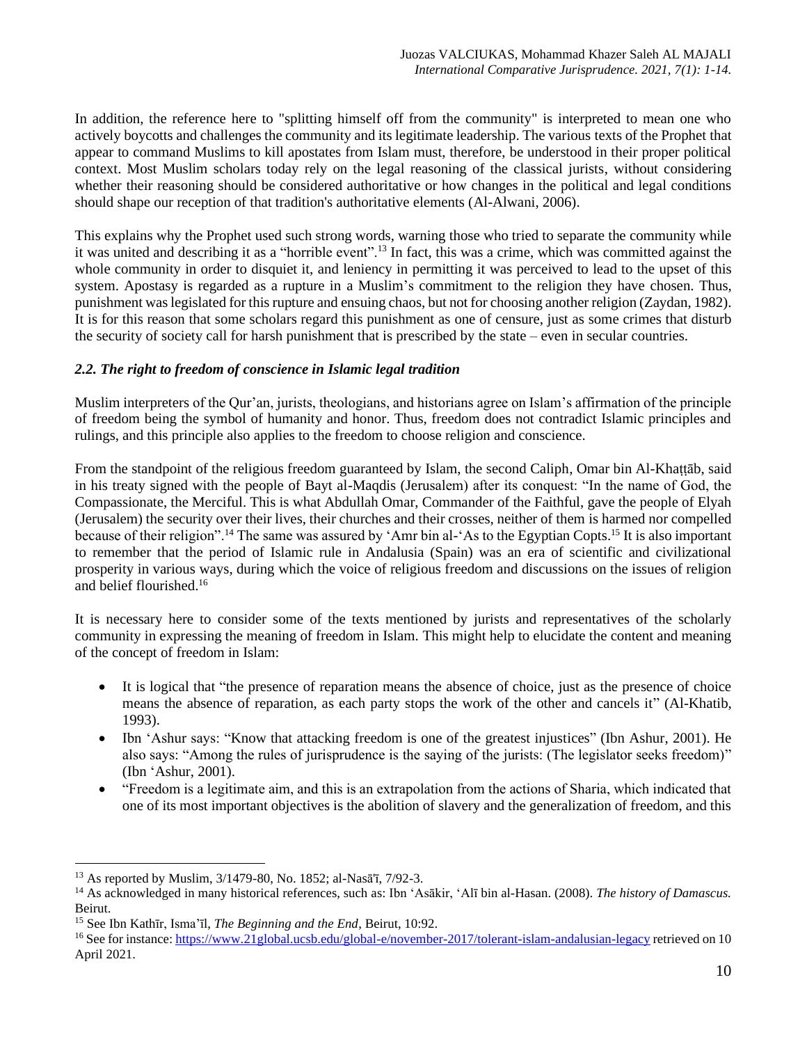In addition, the reference here to "splitting himself off from the community" is interpreted to mean one who actively boycotts and challenges the community and its legitimate leadership. The various texts of the Prophet that appear to command Muslims to kill apostates from Islam must, therefore, be understood in their proper political context. Most Muslim scholars today rely on the legal reasoning of the classical jurists, without considering whether their reasoning should be considered authoritative or how changes in the political and legal conditions should shape our reception of that tradition's authoritative elements (Al-Alwani, 2006).

This explains why the Prophet used such strong words, warning those who tried to separate the community while it was united and describing it as a "horrible event".[13] In fact, this was a crime, which was committed against the whole community in order to disquiet it, and leniency in permitting it was perceived to lead to the upset of this system. Apostasy is regarded as a rupture in a Muslim's commitment to the religion they have chosen. Thus, punishment was legislated for this rupture and ensuing chaos, but not for choosing another religion (Zaydan, 1982). It is for this reason that some scholars regard this punishment as one of censure, just as some crimes that disturb the security of society call for harsh punishment that is prescribed by the state – even in secular countries.

### *2.2. The right to freedom of conscience in Islamic legal tradition*

Muslim interpreters of the Qur'an, jurists, theologians, and historians agree on Islam's affirmation of the principle of freedom being the symbol of humanity and honor. Thus, freedom does not contradict Islamic principles and rulings, and this principle also applies to the freedom to choose religion and conscience.

From the standpoint of the religious freedom guaranteed by Islam, the second Caliph, Omar bin Al-Khaṭṭāb, said in his treaty signed with the people of Bayt al-Maqdis (Jerusalem) after its conquest: "In the name of God, the Compassionate, the Merciful. This is what Abdullah Omar, Commander of the Faithful, gave the people of Elyah (Jerusalem) the security over their lives, their churches and their crosses, neither of them is harmed nor compelled because of their religion".[14] The same was assured by 'Amr bin al-'As to the Egyptian Copts.[15] It is also important to remember that the period of Islamic rule in Andalusia (Spain) was an era of scientific and civilizational prosperity in various ways, during which the voice of religious freedom and discussions on the issues of religion and belief flourished.[16]

It is necessary here to consider some of the texts mentioned by jurists and representatives of the scholarly community in expressing the meaning of freedom in Islam. This might help to elucidate the content and meaning of the concept of freedom in Islam:

- It is logical that "the presence of reparation means the absence of choice, just as the presence of choice means the absence of reparation, as each party stops the work of the other and cancels it" (Al-Khatib, 1993).
- Ibn 'Ashur says: "Know that attacking freedom is one of the greatest injustices" (Ibn Ashur, 2001). He also says: "Among the rules of jurisprudence is the saying of the jurists: (The legislator seeks freedom)" (Ibn 'Ashur, 2001).
- "Freedom is a legitimate aim, and this is an extrapolation from the actions of Sharia, which indicated that one of its most important objectives is the abolition of slavery and the generalization of freedom, and this

---

[13] As reported by Muslim, 3/1479-80, No. 1852; al-Nasā'ī, 7/92-3.

[14] As acknowledged in many historical references, such as: Ibn 'Asākir, 'Alī bin al-Hasan. (2008). *The history of Damascus.* Beirut.

[15] See Ibn Kathīr, Isma'īl, *The Beginning and the End*, Beirut, 10:92.

[16] See for instance: https://www.21global.ucsb.edu/global-e/november-2017/tolerant-islam-andalusian-legacy retrieved on 10 April 2021.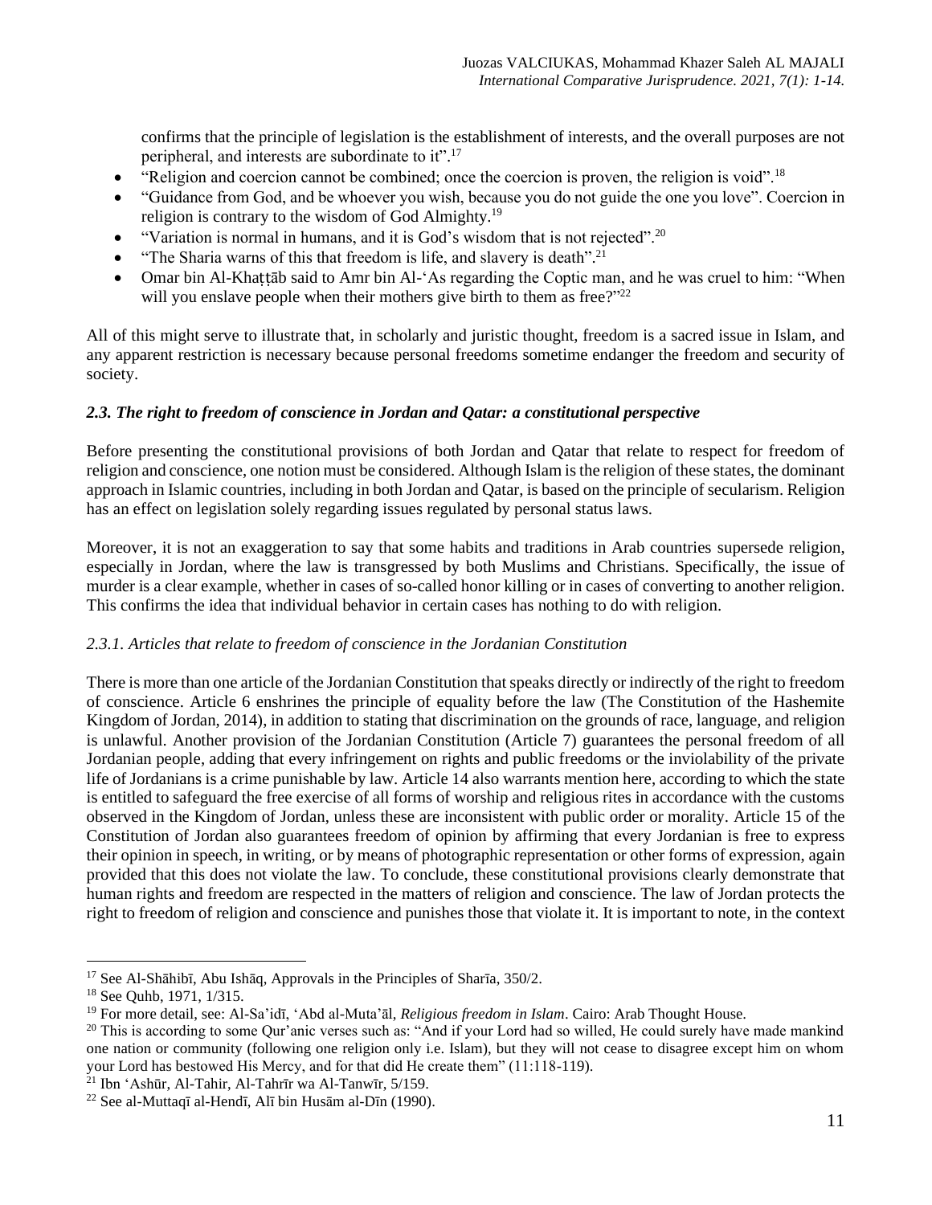confirms that the principle of legislation is the establishment of interests, and the overall purposes are not peripheral, and interests are subordinate to it".[17]

- "Religion and coercion cannot be combined; once the coercion is proven, the religion is void".[18]
- "Guidance from God, and be whoever you wish, because you do not guide the one you love". Coercion in religion is contrary to the wisdom of God Almighty.[19]
- "Variation is normal in humans, and it is God's wisdom that is not rejected".[20]
- "The Sharia warns of this that freedom is life, and slavery is death".[21]
- Omar bin Al-Khaṭṭāb said to Amr bin Al-'As regarding the Coptic man, and he was cruel to him: "When will you enslave people when their mothers give birth to them as free?"[22]

All of this might serve to illustrate that, in scholarly and juristic thought, freedom is a sacred issue in Islam, and any apparent restriction is necessary because personal freedoms sometime endanger the freedom and security of society.

### *2.3. The right to freedom of conscience in Jordan and Qatar: a constitutional perspective*

Before presenting the constitutional provisions of both Jordan and Qatar that relate to respect for freedom of religion and conscience, one notion must be considered. Although Islam is the religion of these states, the dominant approach in Islamic countries, including in both Jordan and Qatar, is based on the principle of secularism. Religion has an effect on legislation solely regarding issues regulated by personal status laws.

Moreover, it is not an exaggeration to say that some habits and traditions in Arab countries supersede religion, especially in Jordan, where the law is transgressed by both Muslims and Christians. Specifically, the issue of murder is a clear example, whether in cases of so-called honor killing or in cases of converting to another religion. This confirms the idea that individual behavior in certain cases has nothing to do with religion.

#### *2.3.1. Articles that relate to freedom of conscience in the Jordanian Constitution*

There is more than one article of the Jordanian Constitution that speaks directly or indirectly of the right to freedom of conscience. Article 6 enshrines the principle of equality before the law (The Constitution of the Hashemite Kingdom of Jordan, 2014), in addition to stating that discrimination on the grounds of race, language, and religion is unlawful. Another provision of the Jordanian Constitution (Article 7) guarantees the personal freedom of all Jordanian people, adding that every infringement on rights and public freedoms or the inviolability of the private life of Jordanians is a crime punishable by law. Article 14 also warrants mention here, according to which the state is entitled to safeguard the free exercise of all forms of worship and religious rites in accordance with the customs observed in the Kingdom of Jordan, unless these are inconsistent with public order or morality. Article 15 of the Constitution of Jordan also guarantees freedom of opinion by affirming that every Jordanian is free to express their opinion in speech, in writing, or by means of photographic representation or other forms of expression, again provided that this does not violate the law. To conclude, these constitutional provisions clearly demonstrate that human rights and freedom are respected in the matters of religion and conscience. The law of Jordan protects the right to freedom of religion and conscience and punishes those that violate it. It is important to note, in the context

---

[17] See Al-Shāhibī, Abu Ishāq, Approvals in the Principles of Sharīa, 350/2.

[18] See Quhb, 1971, 1/315.

[19] For more detail, see: Al-Sa'idī, 'Abd al-Muta'āl, *Religious freedom in Islam*. Cairo: Arab Thought House.

[20] This is according to some Qur'anic verses such as: "And if your Lord had so willed, He could surely have made mankind one nation or community (following one religion only i.e. Islam), but they will not cease to disagree except him on whom your Lord has bestowed His Mercy, and for that did He create them" (11:118-119).

[21] Ibn 'Ashūr, Al-Tahir, Al-Tahrīr wa Al-Tanwīr, 5/159.

[22] See al-Muttaqī al-Hendī, Alī bin Husām al-Dīn (1990).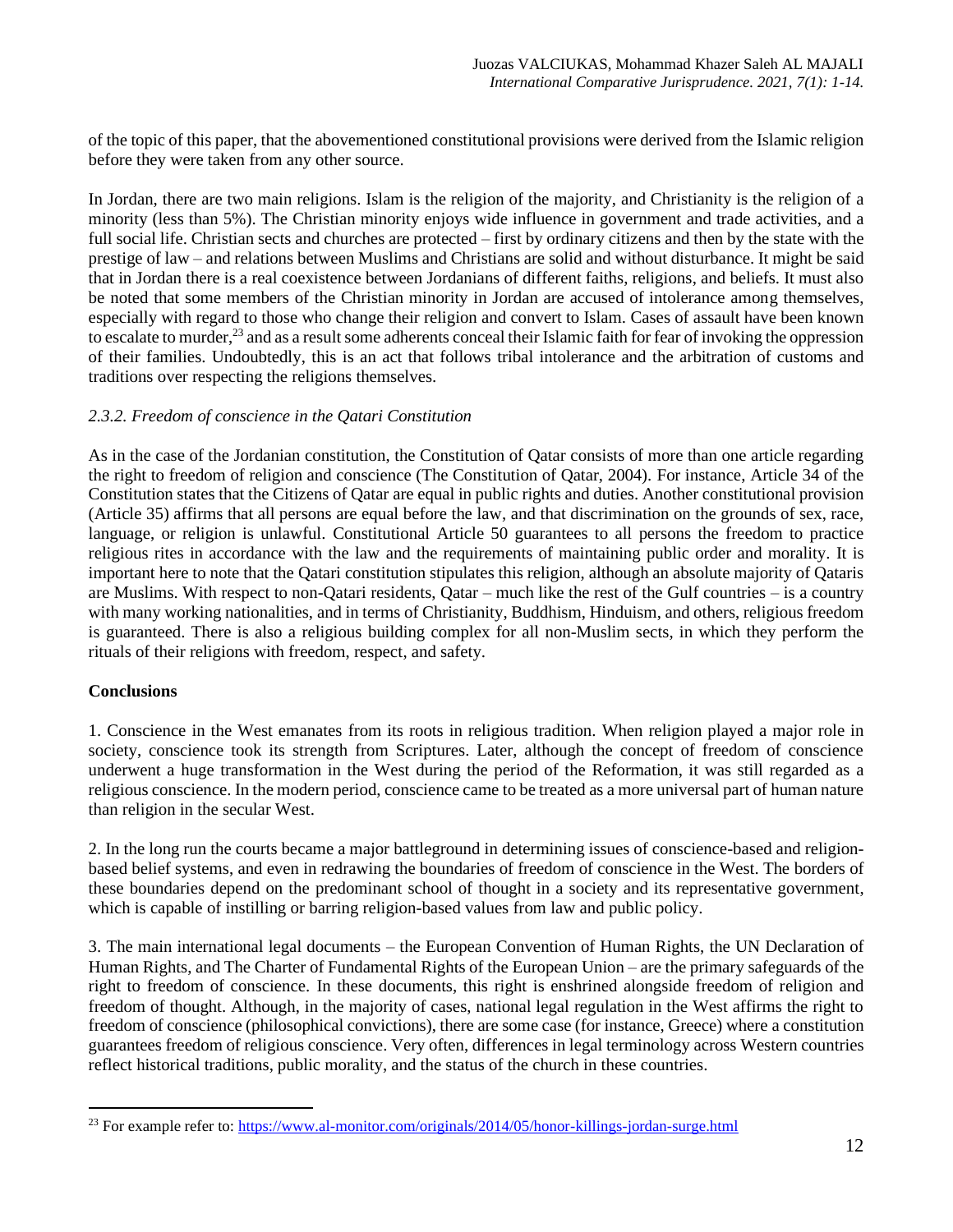of the topic of this paper, that the abovementioned constitutional provisions were derived from the Islamic religion before they were taken from any other source.

In Jordan, there are two main religions. Islam is the religion of the majority, and Christianity is the religion of a minority (less than 5%). The Christian minority enjoys wide influence in government and trade activities, and a full social life. Christian sects and churches are protected – first by ordinary citizens and then by the state with the prestige of law – and relations between Muslims and Christians are solid and without disturbance. It might be said that in Jordan there is a real coexistence between Jordanians of different faiths, religions, and beliefs. It must also be noted that some members of the Christian minority in Jordan are accused of intolerance among themselves, especially with regard to those who change their religion and convert to Islam. Cases of assault have been known to escalate to murder,[23] and as a result some adherents conceal their Islamic faith for fear of invoking the oppression of their families. Undoubtedly, this is an act that follows tribal intolerance and the arbitration of customs and traditions over respecting the religions themselves.

### *2.3.2. Freedom of conscience in the Qatari Constitution*

As in the case of the Jordanian constitution, the Constitution of Qatar consists of more than one article regarding the right to freedom of religion and conscience (The Constitution of Qatar, 2004). For instance, Article 34 of the Constitution states that the Citizens of Qatar are equal in public rights and duties. Another constitutional provision (Article 35) affirms that all persons are equal before the law, and that discrimination on the grounds of sex, race, language, or religion is unlawful. Constitutional Article 50 guarantees to all persons the freedom to practice religious rites in accordance with the law and the requirements of maintaining public order and morality. It is important here to note that the Qatari constitution stipulates this religion, although an absolute majority of Qataris are Muslims. With respect to non-Qatari residents, Qatar – much like the rest of the Gulf countries – is a country with many working nationalities, and in terms of Christianity, Buddhism, Hinduism, and others, religious freedom is guaranteed. There is also a religious building complex for all non-Muslim sects, in which they perform the rituals of their religions with freedom, respect, and safety.

## **Conclusions**

1. Conscience in the West emanates from its roots in religious tradition. When religion played a major role in society, conscience took its strength from Scriptures. Later, although the concept of freedom of conscience underwent a huge transformation in the West during the period of the Reformation, it was still regarded as a religious conscience. In the modern period, conscience came to be treated as a more universal part of human nature than religion in the secular West.

2. In the long run the courts became a major battleground in determining issues of conscience-based and religion-based belief systems, and even in redrawing the boundaries of freedom of conscience in the West. The borders of these boundaries depend on the predominant school of thought in a society and its representative government, which is capable of instilling or barring religion-based values from law and public policy.

3. The main international legal documents – the European Convention of Human Rights, the UN Declaration of Human Rights, and The Charter of Fundamental Rights of the European Union – are the primary safeguards of the right to freedom of conscience. In these documents, this right is enshrined alongside freedom of religion and freedom of thought. Although, in the majority of cases, national legal regulation in the West affirms the right to freedom of conscience (philosophical convictions), there are some case (for instance, Greece) where a constitution guarantees freedom of religious conscience. Very often, differences in legal terminology across Western countries reflect historical traditions, public morality, and the status of the church in these countries.

---

[23] For example refer to: https://www.al-monitor.com/originals/2014/05/honor-killings-jordan-surge.html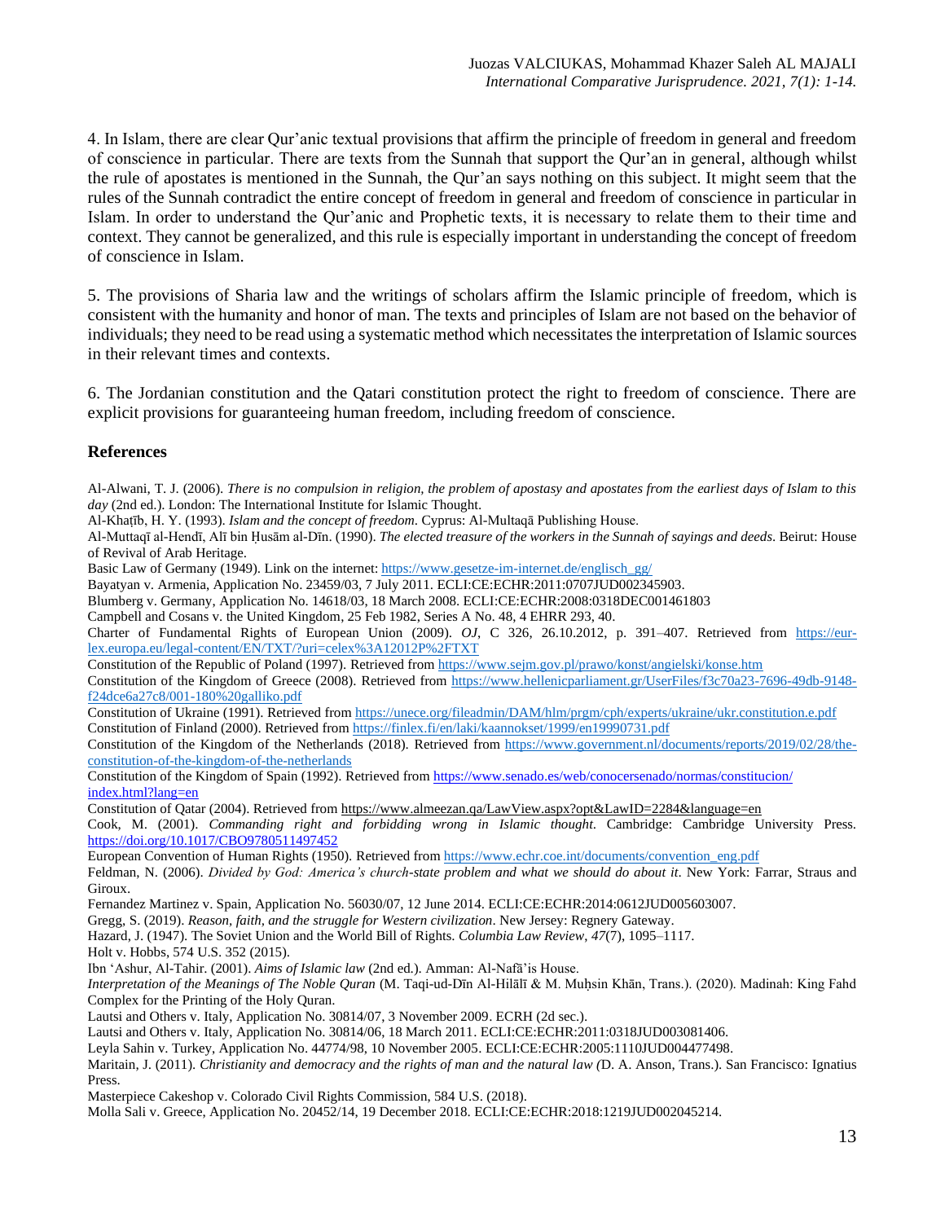4. In Islam, there are clear Qur'anic textual provisions that affirm the principle of freedom in general and freedom of conscience in particular. There are texts from the Sunnah that support the Qur'an in general, although whilst the rule of apostates is mentioned in the Sunnah, the Qur'an says nothing on this subject. It might seem that the rules of the Sunnah contradict the entire concept of freedom in general and freedom of conscience in particular in Islam. In order to understand the Qur'anic and Prophetic texts, it is necessary to relate them to their time and context. They cannot be generalized, and this rule is especially important in understanding the concept of freedom of conscience in Islam.

5. The provisions of Sharia law and the writings of scholars affirm the Islamic principle of freedom, which is consistent with the humanity and honor of man. The texts and principles of Islam are not based on the behavior of individuals; they need to be read using a systematic method which necessitates the interpretation of Islamic sources in their relevant times and contexts.

6. The Jordanian constitution and the Qatari constitution protect the right to freedom of conscience. There are explicit provisions for guaranteeing human freedom, including freedom of conscience.

## References

Al-Alwani, T. J. (2006). *There is no compulsion in religion, the problem of apostasy and apostates from the earliest days of Islam to this day* (2nd ed.). London: The International Institute for Islamic Thought.

Al-Khaṭīb, H. Y. (1993). *Islam and the concept of freedom*. Cyprus: Al-Multaqā Publishing House.

Al-Muttaqī al-Hendī, Alī bin Ḥusām al-Dīn. (1990). *The elected treasure of the workers in the Sunnah of sayings and deeds*. Beirut: House of Revival of Arab Heritage.

Basic Law of Germany (1949). Link on the internet: https://www.gesetze-im-internet.de/englisch_gg/

Bayatyan v. Armenia, Application No. 23459/03, 7 July 2011. ECLI:CE:ECHR:2011:0707JUD002345903.

Blumberg v. Germany, Application No. 14618/03, 18 March 2008. ECLI:CE:ECHR:2008:0318DEC001461803

Campbell and Cosans v. the United Kingdom, 25 Feb 1982, Series A No. 48, 4 EHRR 293, 40.

Charter of Fundamental Rights of European Union (2009). *OJ*, C 326, 26.10.2012, p. 391–407. Retrieved from https://eur-lex.europa.eu/legal-content/EN/TXT/?uri=celex%3A12012P%2FTXT

Constitution of the Republic of Poland (1997). Retrieved from https://www.sejm.gov.pl/prawo/konst/angielski/konse.htm

Constitution of the Kingdom of Greece (2008). Retrieved from https://www.hellenicparliament.gr/UserFiles/f3c70a23-7696-49db-9148-f24dce6a27c8/001-180%20galliko.pdf

Constitution of Ukraine (1991). Retrieved from https://unece.org/fileadmin/DAM/hlm/prgm/cph/experts/ukraine/ukr.constitution.e.pdf

Constitution of Finland (2000). Retrieved from https://finlex.fi/en/laki/kaannokset/1999/en19990731.pdf

Constitution of the Kingdom of the Netherlands (2018). Retrieved from https://www.government.nl/documents/reports/2019/02/28/the-constitution-of-the-kingdom-of-the-netherlands

Constitution of the Kingdom of Spain (1992). Retrieved from https://www.senado.es/web/conocersenado/normas/constitucion/index.html?lang=en

Constitution of Qatar (2004). Retrieved from https://www.almeezan.qa/LawView.aspx?opt&LawID=2284&language=en

Cook, M. (2001). *Commanding right and forbidding wrong in Islamic thought*. Cambridge: Cambridge University Press. https://doi.org/10.1017/CBO9780511497452

European Convention of Human Rights (1950). Retrieved from https://www.echr.coe.int/documents/convention_eng.pdf

Feldman, N. (2006). *Divided by God: America's church-state problem and what we should do about it*. New York: Farrar, Straus and Giroux.

Fernandez Martinez v. Spain, Application No. 56030/07, 12 June 2014. ECLI:CE:ECHR:2014:0612JUD005603007.

Gregg, S. (2019). *Reason, faith, and the struggle for Western civilization*. New Jersey: Regnery Gateway.

Hazard, J. (1947). The Soviet Union and the World Bill of Rights. *Columbia Law Review*, *47*(7), 1095–1117.

Holt v. Hobbs, 574 U.S. 352 (2015).

Ibn 'Ashur, Al-Tahir. (2001). *Aims of Islamic law* (2nd ed.). Amman: Al-Nafā'is House.

*Interpretation of the Meanings of The Noble Quran* (M. Taqi-ud-Dīn Al-Hilālī & M. Muḥsin Khān, Trans.). (2020). Madinah: King Fahd Complex for the Printing of the Holy Quran.

Lautsi and Others v. Italy, Application No. 30814/07, 3 November 2009. ECRH (2d sec.).

Lautsi and Others v. Italy, Application No. 30814/06, 18 March 2011. ECLI:CE:ECHR:2011:0318JUD003081406.

Leyla Sahin v. Turkey, Application No. 44774/98, 10 November 2005. ECLI:CE:ECHR:2005:1110JUD004477498.

Maritain, J. (2011). *Christianity and democracy and the rights of man and the natural law (*D. A. Anson, Trans.). San Francisco: Ignatius Press.

Masterpiece Cakeshop v. Colorado Civil Rights Commission, 584 U.S. (2018).

Molla Sali v. Greece, Application No. 20452/14, 19 December 2018. ECLI:CE:ECHR:2018:1219JUD002045214.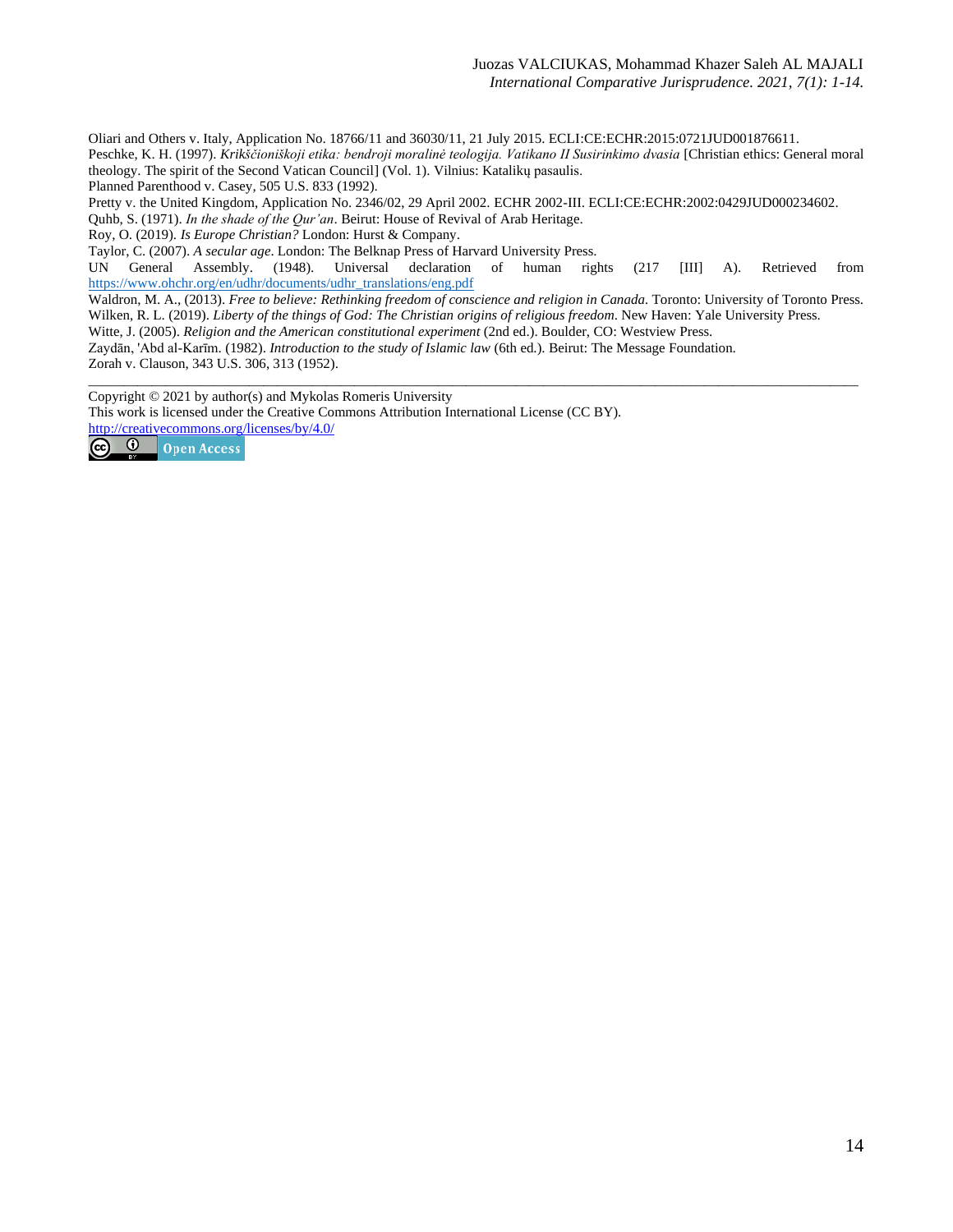Oliari and Others v. Italy, Application No. 18766/11 and 36030/11, 21 July 2015. ECLI:CE:ECHR:2015:0721JUD001876611.

Peschke, K. H. (1997). *Krikščioniškoji etika: bendroji moralinė teologija. Vatikano II Susirinkimo dvasia* [Christian ethics: General moral theology. The spirit of the Second Vatican Council] (Vol. 1). Vilnius: Katalikų pasaulis.

Planned Parenthood v. Casey, 505 U.S. 833 (1992).

Pretty v. the United Kingdom, Application No. 2346/02, 29 April 2002. ECHR 2002-III. ECLI:CE:ECHR:2002:0429JUD000234602.

Quhb, S. (1971). *In the shade of the Qur'an*. Beirut: House of Revival of Arab Heritage.

Roy, O. (2019). *Is Europe Christian?* London: Hurst & Company.

Taylor, C. (2007). *A secular age*. London: The Belknap Press of Harvard University Press.

UN General Assembly. (1948). Universal declaration of human rights (217 [III] A). Retrieved from https://www.ohchr.org/en/udhr/documents/udhr_translations/eng.pdf

Waldron, M. A., (2013). *Free to believe: Rethinking freedom of conscience and religion in Canada*. Toronto: University of Toronto Press.

Wilken, R. L. (2019). *Liberty of the things of God: The Christian origins of religious freedom*. New Haven: Yale University Press.

Witte, J. (2005). *Religion and the American constitutional experiment* (2nd ed.). Boulder, CO: Westview Press.

Zaydān, 'Abd al-Karīm. (1982). *Introduction to the study of Islamic law* (6th ed.). Beirut: The Message Foundation.

Zorah v. Clauson, 343 U.S. 306, 313 (1952).

---

Copyright © 2021 by author(s) and Mykolas Romeris University

This work is licensed under the Creative Commons Attribution International License (CC BY).

http://creativecommons.org/licenses/by/4.0/

Open Access